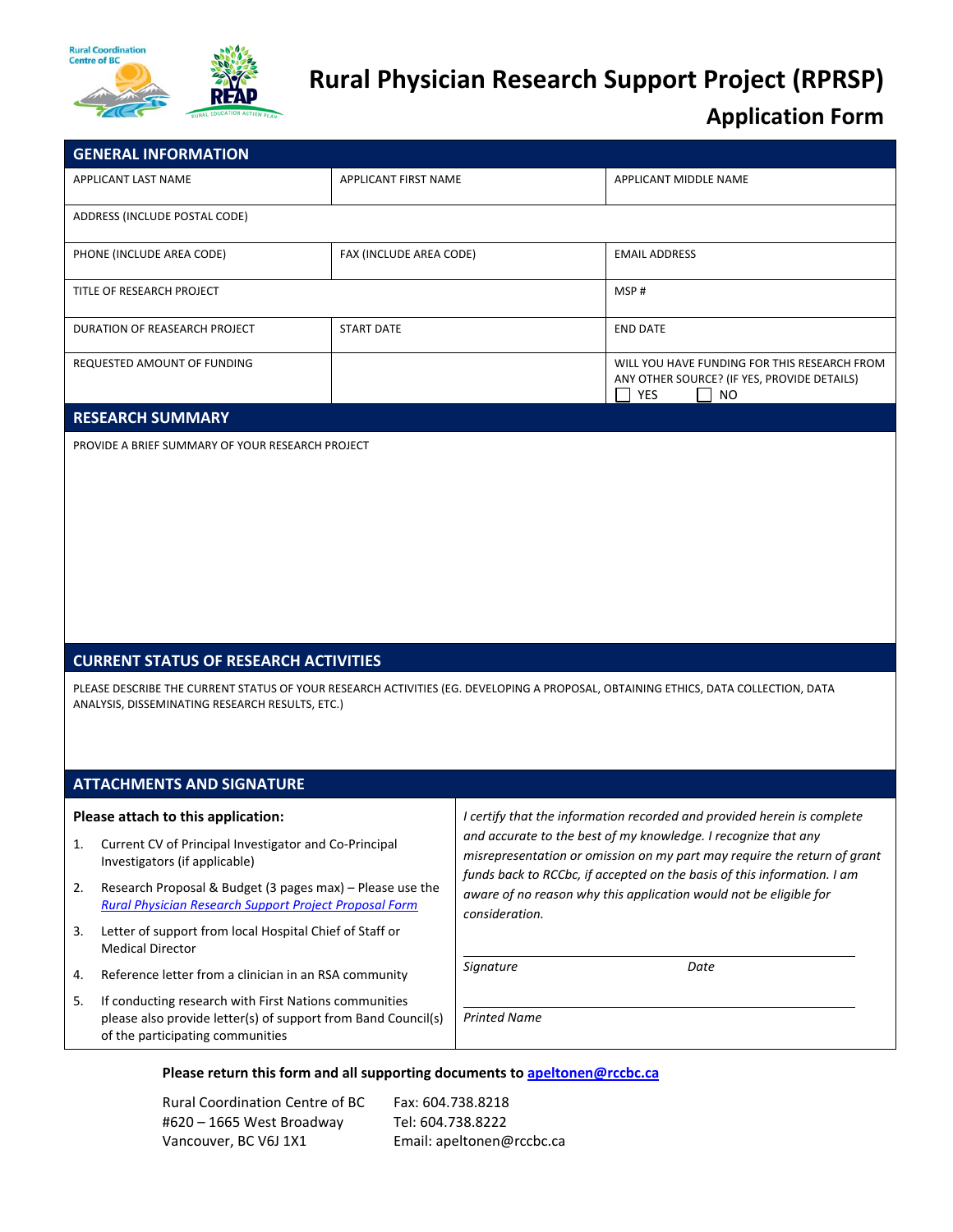# Rural Physician Research Support Project (RPRSP)

## Application Form

## GENERAL INFORMATION

| APPLICANT LAST NAME | APPLICANT FIRST NAME | APPLICANT MIDDLE NAME |
|---|---|---|
| ADDRESS (INCLUDE POSTAL CODE) | | |
| PHONE (INCLUDE AREA CODE) | FAX (INCLUDE AREA CODE) | EMAIL ADDRESS |
| TITLE OF RESEARCH PROJECT | | MSP # |
| DURATION OF REASEARCH PROJECT | START DATE | END DATE |
| REQUESTED AMOUNT OF FUNDING | | WILL YOU HAVE FUNDING FOR THIS RESEARCH FROM ANY OTHER SOURCE? (IF YES, PROVIDE DETAILS) ☐ YES ☐ NO |

## RESEARCH SUMMARY

PROVIDE A BRIEF SUMMARY OF YOUR RESEARCH PROJECT

## CURRENT STATUS OF RESEARCH ACTIVITIES

PLEASE DESCRIBE THE CURRENT STATUS OF YOUR RESEARCH ACTIVITIES (EG. DEVELOPING A PROPOSAL, OBTAINING ETHICS, DATA COLLECTION, DATA ANALYSIS, DISSEMINATING RESEARCH RESULTS, ETC.)

## ATTACHMENTS AND SIGNATURE

**Please attach to this application:**

1. Current CV of Principal Investigator and Co-Principal Investigators (if applicable)
2. Research Proposal & Budget (3 pages max) – Please use the *Rural Physician Research Support Project Proposal Form*
3. Letter of support from local Hospital Chief of Staff or Medical Director
4. Reference letter from a clinician in an RSA community
5. If conducting research with First Nations communities please also provide letter(s) of support from Band Council(s) of the participating communities

*I certify that the information recorded and provided herein is complete and accurate to the best of my knowledge. I recognize that any misrepresentation or omission on my part may require the return of grant funds back to RCCbc, if accepted on the basis of this information. I am aware of no reason why this application would not be eligible for consideration.*

*Signature* *Date*

*Printed Name*

**Please return this form and all supporting documents to apeltonen@rccbc.ca**

Rural Coordination Centre of BC
#620 – 1665 West Broadway
Vancouver, BC V6J 1X1

Fax: 604.738.8218
Tel: 604.738.8222
Email: apeltonen@rccbc.ca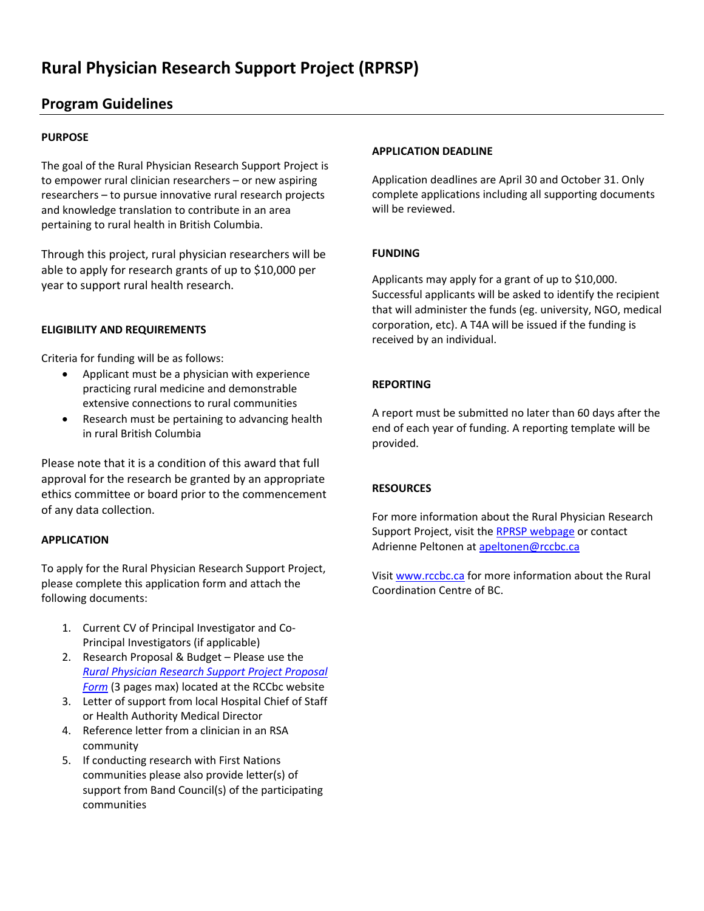# Rural Physician Research Support Project (RPRSP)

## Program Guidelines

**PURPOSE**

The goal of the Rural Physician Research Support Project is to empower rural clinician researchers – or new aspiring researchers – to pursue innovative rural research projects and knowledge translation to contribute in an area pertaining to rural health in British Columbia.

Through this project, rural physician researchers will be able to apply for research grants of up to $10,000 per year to support rural health research.

**ELIGIBILITY AND REQUIREMENTS**

Criteria for funding will be as follows:

- Applicant must be a physician with experience practicing rural medicine and demonstrable extensive connections to rural communities
- Research must be pertaining to advancing health in rural British Columbia

Please note that it is a condition of this award that full approval for the research be granted by an appropriate ethics committee or board prior to the commencement of any data collection.

**APPLICATION**

To apply for the Rural Physician Research Support Project, please complete this application form and attach the following documents:

1. Current CV of Principal Investigator and Co-Principal Investigators (if applicable)
2. Research Proposal & Budget – Please use the *Rural Physician Research Support Project Proposal Form* (3 pages max) located at the RCCbc website
3. Letter of support from local Hospital Chief of Staff or Health Authority Medical Director
4. Reference letter from a clinician in an RSA community
5. If conducting research with First Nations communities please also provide letter(s) of support from Band Council(s) of the participating communities

**APPLICATION DEADLINE**

Application deadlines are April 30 and October 31. Only complete applications including all supporting documents will be reviewed.

**FUNDING**

Applicants may apply for a grant of up to $10,000. Successful applicants will be asked to identify the recipient that will administer the funds (eg. university, NGO, medical corporation, etc). A T4A will be issued if the funding is received by an individual.

**REPORTING**

A report must be submitted no later than 60 days after the end of each year of funding. A reporting template will be provided.

**RESOURCES**

For more information about the Rural Physician Research Support Project, visit the RPRSP webpage or contact Adrienne Peltonen at apeltonen@rccbc.ca

Visit www.rccbc.ca for more information about the Rural Coordination Centre of BC.